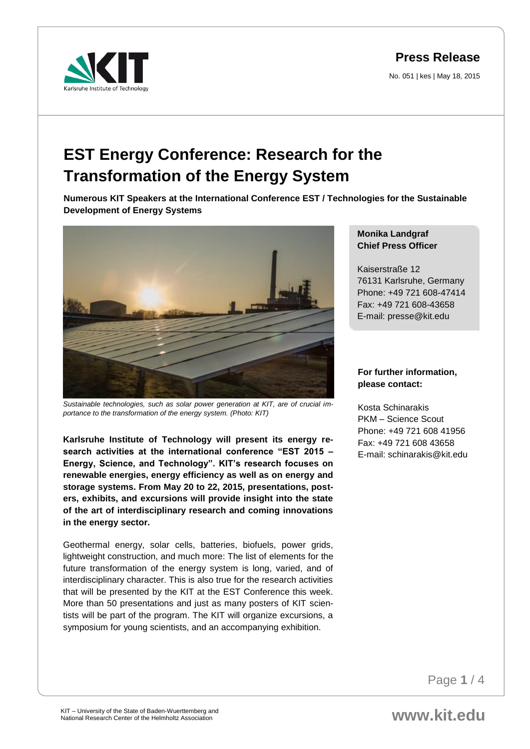**Press Release**

No. 051 | kes | May 18, 2015

# EST Energy Conference: Research for the Transformation of the Energy System

**Numerous KIT Speakers at the International Conference EST / Technologies for the Sustainable Development of Energy Systems**

*Sustainable technologies, such as solar power generation at KIT, are of crucial importance to the transformation of the energy system. (Photo: KIT)*

**Karlsruhe Institute of Technology will present its energy research activities at the international conference "EST 2015 – Energy, Science, and Technology". KIT's research focuses on renewable energies, energy efficiency as well as on energy and storage systems. From May 20 to 22, 2015, presentations, posters, exhibits, and excursions will provide insight into the state of the art of interdisciplinary research and coming innovations in the energy sector.**

Geothermal energy, solar cells, batteries, biofuels, power grids, lightweight construction, and much more: The list of elements for the future transformation of the energy system is long, varied, and of interdisciplinary character. This is also true for the research activities that will be presented by the KIT at the EST Conference this week. More than 50 presentations and just as many posters of KIT scientists will be part of the program. The KIT will organize excursions, a symposium for young scientists, and an accompanying exhibition.

**Monika Landgraf**
**Chief Press Officer**

Kaiserstraße 12
76131 Karlsruhe, Germany
Phone: +49 721 608-47414
Fax: +49 721 608-43658
E-mail: presse@kit.edu

**For further information, please contact:**

Kosta Schinarakis
PKM – Science Scout
Phone: +49 721 608 41956
Fax: +49 721 608 43658
E-mail: schinarakis@kit.edu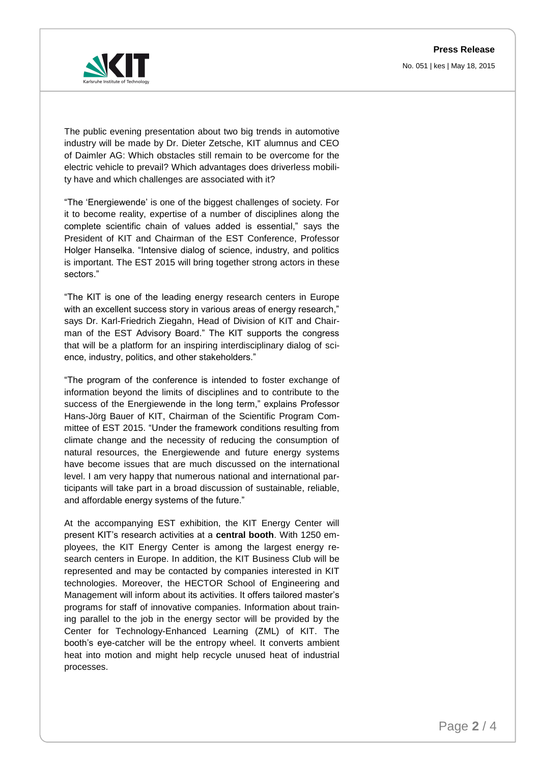The public evening presentation about two big trends in automotive industry will be made by Dr. Dieter Zetsche, KIT alumnus and CEO of Daimler AG: Which obstacles still remain to be overcome for the electric vehicle to prevail? Which advantages does driverless mobility have and which challenges are associated with it?

"The 'Energiewende' is one of the biggest challenges of society. For it to become reality, expertise of a number of disciplines along the complete scientific chain of values added is essential," says the President of KIT and Chairman of the EST Conference, Professor Holger Hanselka. "Intensive dialog of science, industry, and politics is important. The EST 2015 will bring together strong actors in these sectors."

"The KIT is one of the leading energy research centers in Europe with an excellent success story in various areas of energy research," says Dr. Karl-Friedrich Ziegahn, Head of Division of KIT and Chairman of the EST Advisory Board." The KIT supports the congress that will be a platform for an inspiring interdisciplinary dialog of science, industry, politics, and other stakeholders."

"The program of the conference is intended to foster exchange of information beyond the limits of disciplines and to contribute to the success of the Energiewende in the long term," explains Professor Hans-Jörg Bauer of KIT, Chairman of the Scientific Program Committee of EST 2015. "Under the framework conditions resulting from climate change and the necessity of reducing the consumption of natural resources, the Energiewende and future energy systems have become issues that are much discussed on the international level. I am very happy that numerous national and international participants will take part in a broad discussion of sustainable, reliable, and affordable energy systems of the future."

At the accompanying EST exhibition, the KIT Energy Center will present KIT's research activities at a **central booth**. With 1250 employees, the KIT Energy Center is among the largest energy research centers in Europe. In addition, the KIT Business Club will be represented and may be contacted by companies interested in KIT technologies. Moreover, the HECTOR School of Engineering and Management will inform about its activities. It offers tailored master's programs for staff of innovative companies. Information about training parallel to the job in the energy sector will be provided by the Center for Technology-Enhanced Learning (ZML) of KIT. The booth's eye-catcher will be the entropy wheel. It converts ambient heat into motion and might help recycle unused heat of industrial processes.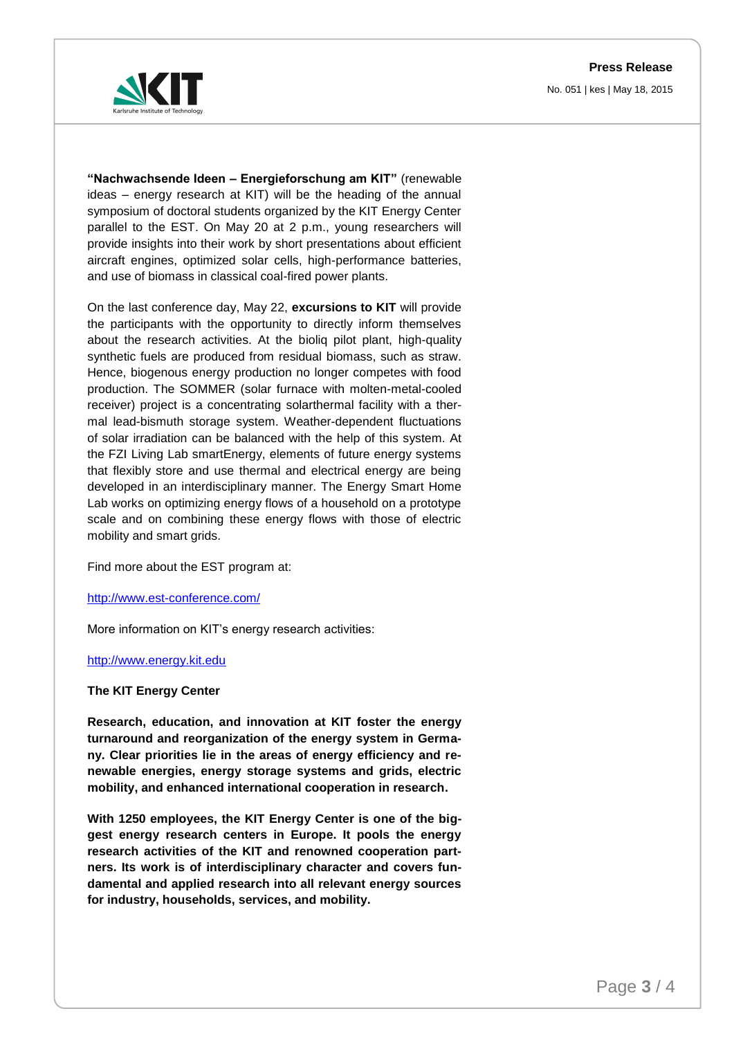**“Nachwachsende Ideen – Energieforschung am KIT”** (renewable ideas – energy research at KIT) will be the heading of the annual symposium of doctoral students organized by the KIT Energy Center parallel to the EST. On May 20 at 2 p.m., young researchers will provide insights into their work by short presentations about efficient aircraft engines, optimized solar cells, high-performance batteries, and use of biomass in classical coal-fired power plants.

On the last conference day, May 22, **excursions to KIT** will provide the participants with the opportunity to directly inform themselves about the research activities. At the bioliq pilot plant, high-quality synthetic fuels are produced from residual biomass, such as straw. Hence, biogenous energy production no longer competes with food production. The SOMMER (solar furnace with molten-metal-cooled receiver) project is a concentrating solarthermal facility with a thermal lead-bismuth storage system. Weather-dependent fluctuations of solar irradiation can be balanced with the help of this system. At the FZI Living Lab smartEnergy, elements of future energy systems that flexibly store and use thermal and electrical energy are being developed in an interdisciplinary manner. The Energy Smart Home Lab works on optimizing energy flows of a household on a prototype scale and on combining these energy flows with those of electric mobility and smart grids.

Find more about the EST program at:

http://www.est-conference.com/

More information on KIT’s energy research activities:

http://www.energy.kit.edu

**The KIT Energy Center**

**Research, education, and innovation at KIT foster the energy turnaround and reorganization of the energy system in Germany. Clear priorities lie in the areas of energy efficiency and renewable energies, energy storage systems and grids, electric mobility, and enhanced international cooperation in research.**

**With 1250 employees, the KIT Energy Center is one of the biggest energy research centers in Europe. It pools the energy research activities of the KIT and renowned cooperation partners. Its work is of interdisciplinary character and covers fundamental and applied research into all relevant energy sources for industry, households, services, and mobility.**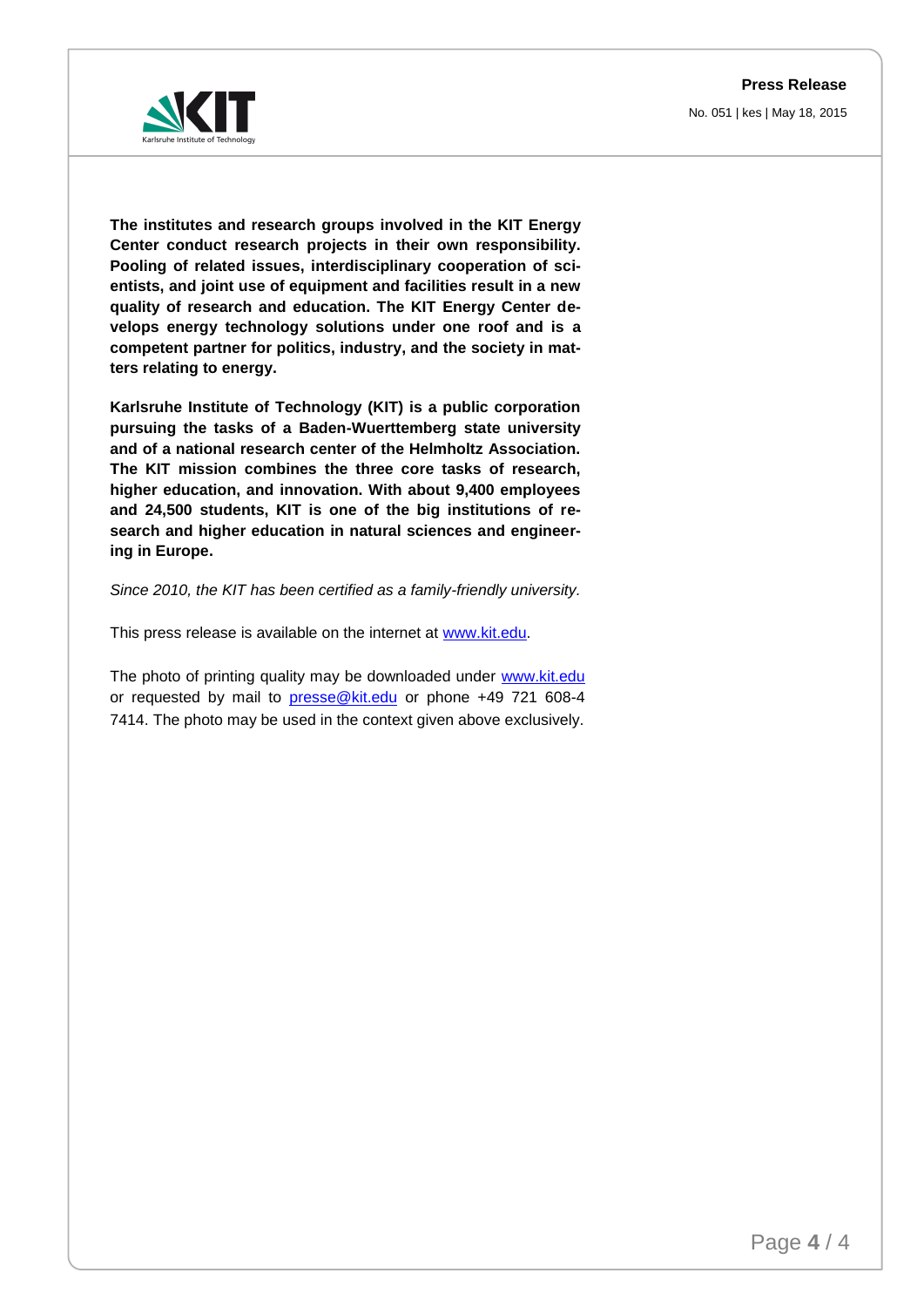**The institutes and research groups involved in the KIT Energy Center conduct research projects in their own responsibility. Pooling of related issues, interdisciplinary cooperation of scientists, and joint use of equipment and facilities result in a new quality of research and education. The KIT Energy Center develops energy technology solutions under one roof and is a competent partner for politics, industry, and the society in matters relating to energy.**

**Karlsruhe Institute of Technology (KIT) is a public corporation pursuing the tasks of a Baden-Wuerttemberg state university and of a national research center of the Helmholtz Association. The KIT mission combines the three core tasks of research, higher education, and innovation. With about 9,400 employees and 24,500 students, KIT is one of the big institutions of research and higher education in natural sciences and engineering in Europe.**

*Since 2010, the KIT has been certified as a family-friendly university.*

This press release is available on the internet at www.kit.edu.

The photo of printing quality may be downloaded under www.kit.edu or requested by mail to presse@kit.edu or phone +49 721 608-4 7414. The photo may be used in the context given above exclusively.